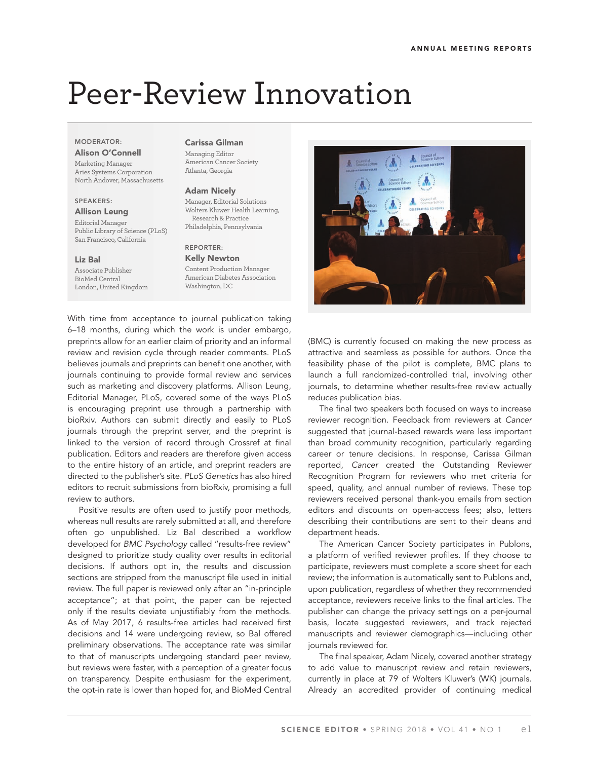ANNUAL MEETING REPORTS

# Peer-Review Innovation

MODERATOR:
**Alison O'Connell**
Marketing Manager
Aries Systems Corporation
North Andover, Massachusetts

SPEAKERS:
**Allison Leung**
Editorial Manager
Public Library of Science (PLoS)
San Francisco, California

**Liz Bal**
Associate Publisher
BioMed Central
London, United Kingdom

**Carissa Gilman**
Managing Editor
American Cancer Society
Atlanta, Georgia

**Adam Nicely**
Manager, Editorial Solutions
Wolters Kluwer Health Learning, Research & Practice
Philadelphia, Pennsylvania

REPORTER:
**Kelly Newton**
Content Production Manager
American Diabetes Association
Washington, DC

With time from acceptance to journal publication taking 6–18 months, during which the work is under embargo, preprints allow for an earlier claim of priority and an informal review and revision cycle through reader comments. PLoS believes journals and preprints can benefit one another, with journals continuing to provide formal review and services such as marketing and discovery platforms. Allison Leung, Editorial Manager, PLoS, covered some of the ways PLoS is encouraging preprint use through a partnership with bioRxiv. Authors can submit directly and easily to PLoS journals through the preprint server, and the preprint is linked to the version of record through Crossref at final publication. Editors and readers are therefore given access to the entire history of an article, and preprint readers are directed to the publisher's site. *PLoS Genetics* has also hired editors to recruit submissions from bioRxiv, promising a full review to authors.

Positive results are often used to justify poor methods, whereas null results are rarely submitted at all, and therefore often go unpublished. Liz Bal described a workflow developed for *BMC Psychology* called "results-free review" designed to prioritize study quality over results in editorial decisions. If authors opt in, the results and discussion sections are stripped from the manuscript file used in initial review. The full paper is reviewed only after an "in-principle acceptance"; at that point, the paper can be rejected only if the results deviate unjustifiably from the methods. As of May 2017, 6 results-free articles had received first decisions and 14 were undergoing review, so Bal offered preliminary observations. The acceptance rate was similar to that of manuscripts undergoing standard peer review, but reviews were faster, with a perception of a greater focus on transparency. Despite enthusiasm for the experiment, the opt-in rate is lower than hoped for, and BioMed Central (BMC) is currently focused on making the new process as attractive and seamless as possible for authors. Once the feasibility phase of the pilot is complete, BMC plans to launch a full randomized-controlled trial, involving other journals, to determine whether results-free review actually reduces publication bias.

The final two speakers both focused on ways to increase reviewer recognition. Feedback from reviewers at *Cancer* suggested that journal-based rewards were less important than broad community recognition, particularly regarding career or tenure decisions. In response, Carissa Gilman reported, *Cancer* created the Outstanding Reviewer Recognition Program for reviewers who met criteria for speed, quality, and annual number of reviews. These top reviewers received personal thank-you emails from section editors and discounts on open-access fees; also, letters describing their contributions are sent to their deans and department heads.

The American Cancer Society participates in Publons, a platform of verified reviewer profiles. If they choose to participate, reviewers must complete a score sheet for each review; the information is automatically sent to Publons and, upon publication, regardless of whether they recommended acceptance, reviewers receive links to the final articles. The publisher can change the privacy settings on a per-journal basis, locate suggested reviewers, and track rejected manuscripts and reviewer demographics—including other journals reviewed for.

The final speaker, Adam Nicely, covered another strategy to add value to manuscript review and retain reviewers, currently in place at 79 of Wolters Kluwer's (WK) journals. Already an accredited provider of continuing medical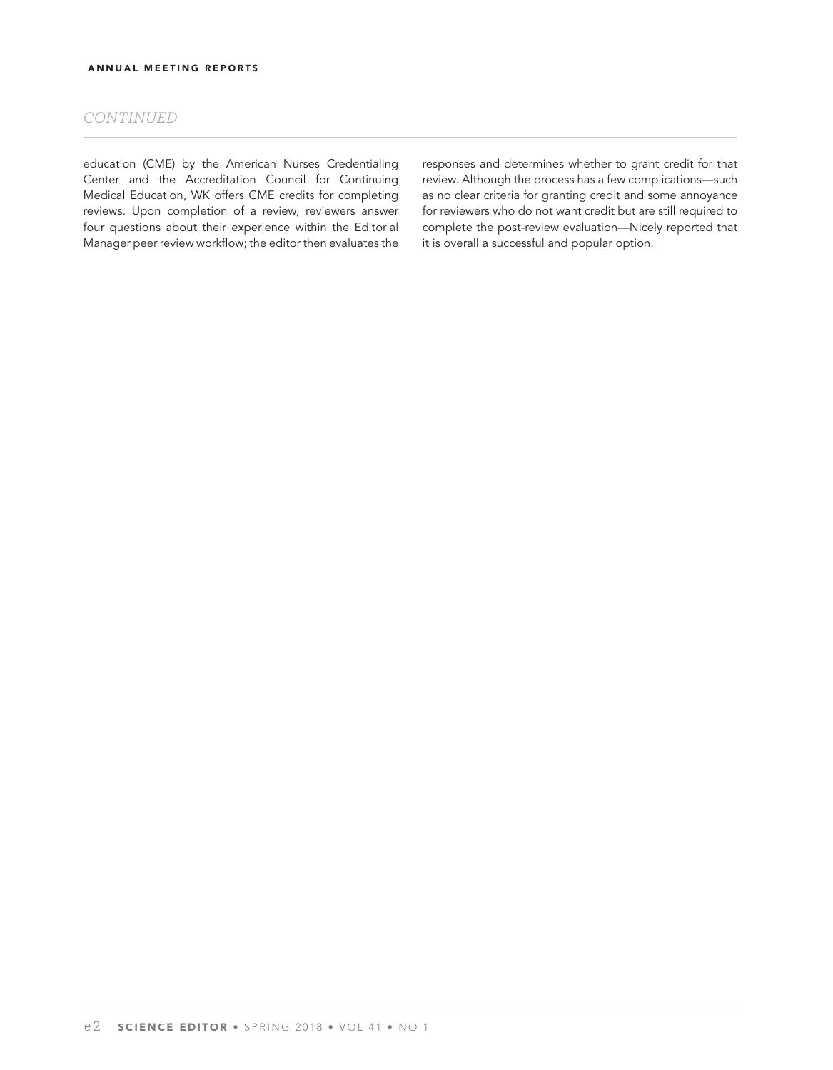education (CME) by the American Nurses Credentialing Center and the Accreditation Council for Continuing Medical Education, WK offers CME credits for completing reviews. Upon completion of a review, reviewers answer four questions about their experience within the Editorial Manager peer review workflow; the editor then evaluates the responses and determines whether to grant credit for that review. Although the process has a few complications—such as no clear criteria for granting credit and some annoyance for reviewers who do not want credit but are still required to complete the post-review evaluation—Nicely reported that it is overall a successful and popular option.